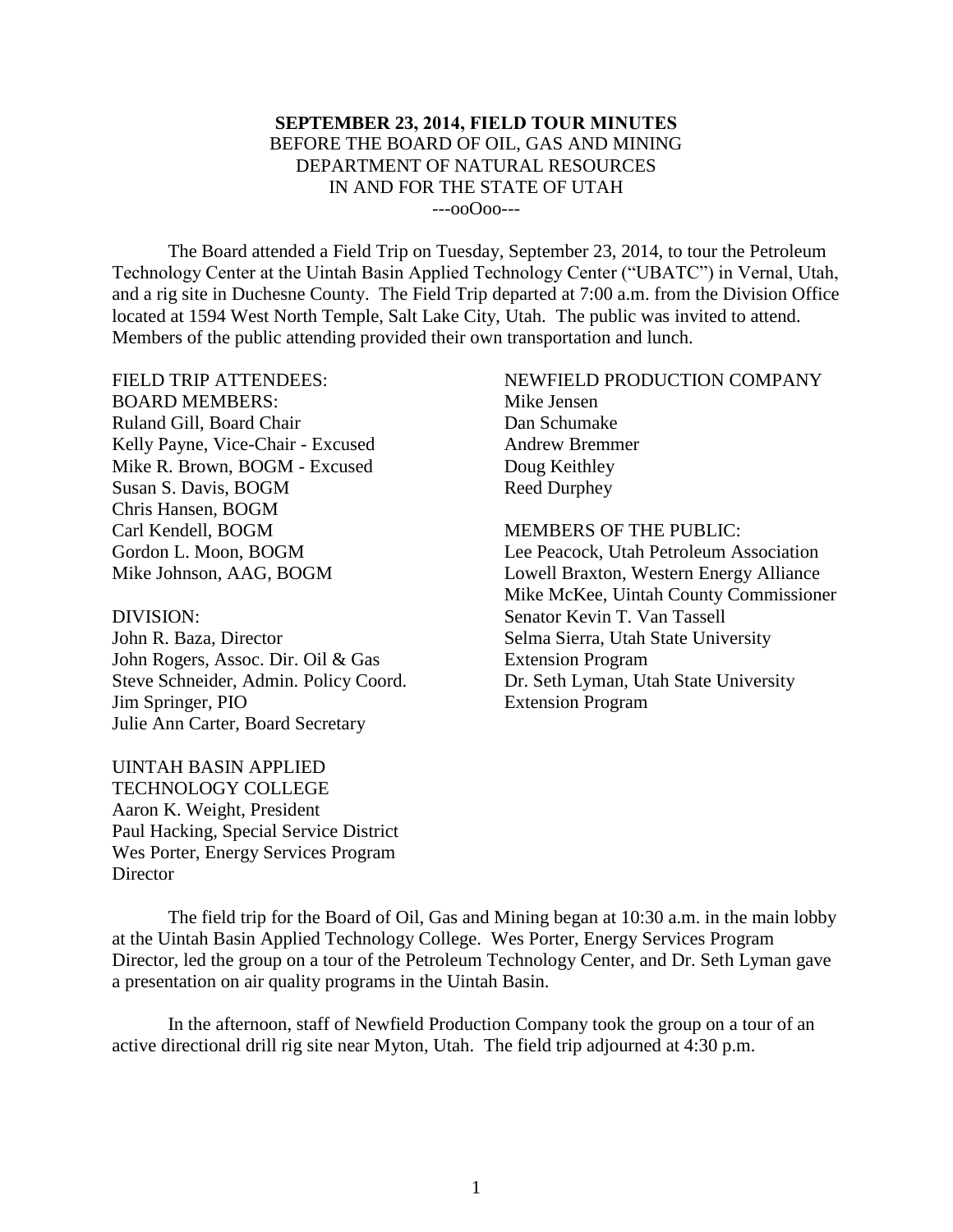**SEPTEMBER 23, 2014, FIELD TOUR MINUTES**
BEFORE THE BOARD OF OIL, GAS AND MINING
DEPARTMENT OF NATURAL RESOURCES
IN AND FOR THE STATE OF UTAH
---ooOoo---

The Board attended a Field Trip on Tuesday, September 23, 2014, to tour the Petroleum Technology Center at the Uintah Basin Applied Technology Center ("UBATC") in Vernal, Utah, and a rig site in Duchesne County. The Field Trip departed at 7:00 a.m. from the Division Office located at 1594 West North Temple, Salt Lake City, Utah. The public was invited to attend. Members of the public attending provided their own transportation and lunch.

FIELD TRIP ATTENDEES:
BOARD MEMBERS:
Ruland Gill, Board Chair
Kelly Payne, Vice-Chair - Excused
Mike R. Brown, BOGM - Excused
Susan S. Davis, BOGM
Chris Hansen, BOGM
Carl Kendell, BOGM
Gordon L. Moon, BOGM
Mike Johnson, AAG, BOGM

DIVISION:
John R. Baza, Director
John Rogers, Assoc. Dir. Oil & Gas
Steve Schneider, Admin. Policy Coord.
Jim Springer, PIO
Julie Ann Carter, Board Secretary

UINTAH BASIN APPLIED TECHNOLOGY COLLEGE
Aaron K. Weight, President
Paul Hacking, Special Service District
Wes Porter, Energy Services Program Director

NEWFIELD PRODUCTION COMPANY
Mike Jensen
Dan Schumake
Andrew Bremmer
Doug Keithley
Reed Durphey

MEMBERS OF THE PUBLIC:
Lee Peacock, Utah Petroleum Association
Lowell Braxton, Western Energy Alliance
Mike McKee, Uintah County Commissioner
Senator Kevin T. Van Tassell
Selma Sierra, Utah State University Extension Program
Dr. Seth Lyman, Utah State University Extension Program

The field trip for the Board of Oil, Gas and Mining began at 10:30 a.m. in the main lobby at the Uintah Basin Applied Technology College. Wes Porter, Energy Services Program Director, led the group on a tour of the Petroleum Technology Center, and Dr. Seth Lyman gave a presentation on air quality programs in the Uintah Basin.

In the afternoon, staff of Newfield Production Company took the group on a tour of an active directional drill rig site near Myton, Utah. The field trip adjourned at 4:30 p.m.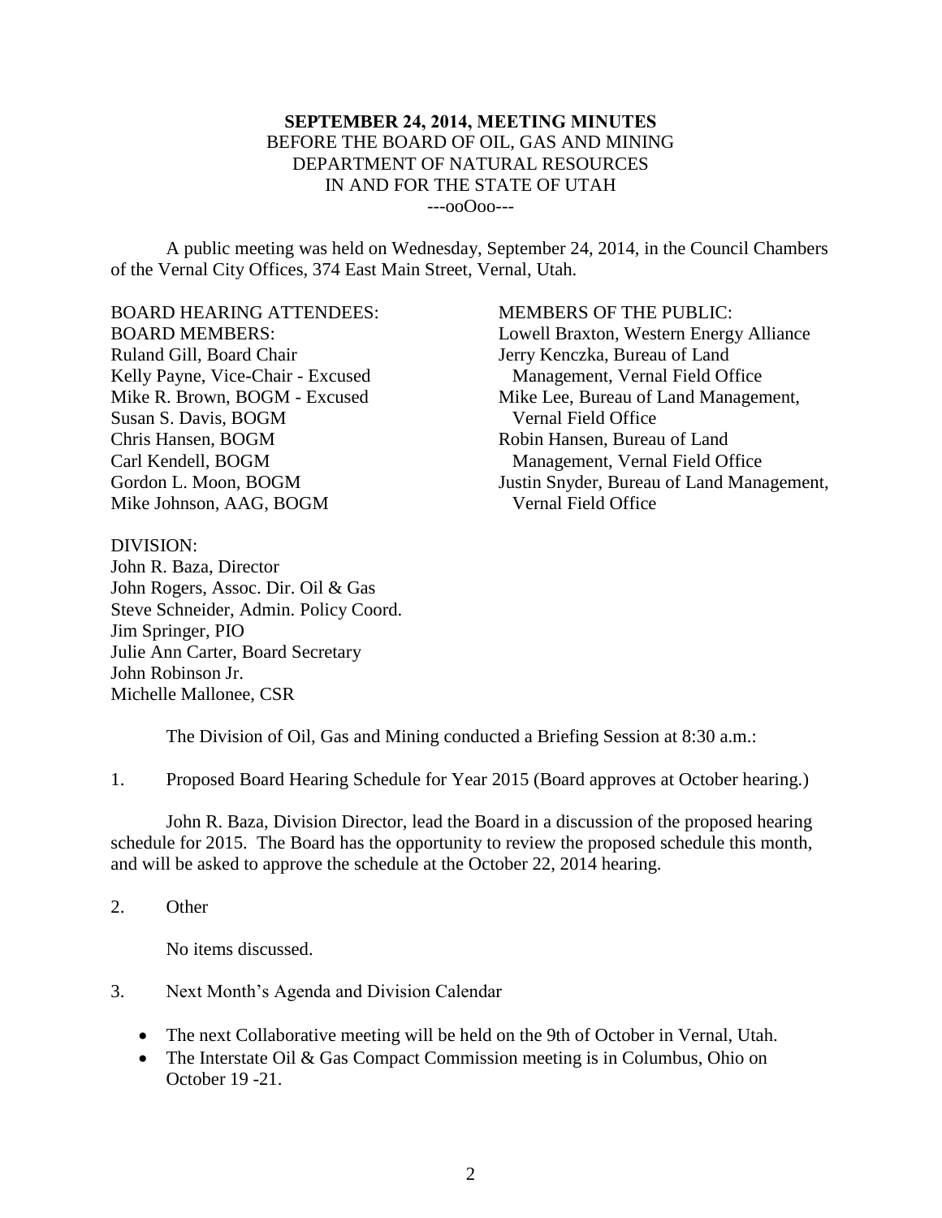**SEPTEMBER 24, 2014, MEETING MINUTES**
BEFORE THE BOARD OF OIL, GAS AND MINING
DEPARTMENT OF NATURAL RESOURCES
IN AND FOR THE STATE OF UTAH
---ooOoo---

A public meeting was held on Wednesday, September 24, 2014, in the Council Chambers of the Vernal City Offices, 374 East Main Street, Vernal, Utah.

BOARD HEARING ATTENDEES:
BOARD MEMBERS:
Ruland Gill, Board Chair
Kelly Payne, Vice-Chair - Excused
Mike R. Brown, BOGM - Excused
Susan S. Davis, BOGM
Chris Hansen, BOGM
Carl Kendell, BOGM
Gordon L. Moon, BOGM
Mike Johnson, AAG, BOGM

MEMBERS OF THE PUBLIC:
Lowell Braxton, Western Energy Alliance
Jerry Kenczka, Bureau of Land Management, Vernal Field Office
Mike Lee, Bureau of Land Management, Vernal Field Office
Robin Hansen, Bureau of Land Management, Vernal Field Office
Justin Snyder, Bureau of Land Management, Vernal Field Office

DIVISION:
John R. Baza, Director
John Rogers, Assoc. Dir. Oil & Gas
Steve Schneider, Admin. Policy Coord.
Jim Springer, PIO
Julie Ann Carter, Board Secretary
John Robinson Jr.
Michelle Mallonee, CSR

The Division of Oil, Gas and Mining conducted a Briefing Session at 8:30 a.m.:

1. Proposed Board Hearing Schedule for Year 2015 (Board approves at October hearing.)

   John R. Baza, Division Director, lead the Board in a discussion of the proposed hearing schedule for 2015. The Board has the opportunity to review the proposed schedule this month, and will be asked to approve the schedule at the October 22, 2014 hearing.

2. Other

   No items discussed.

3. Next Month's Agenda and Division Calendar

   - The next Collaborative meeting will be held on the 9th of October in Vernal, Utah.
   - The Interstate Oil & Gas Compact Commission meeting is in Columbus, Ohio on October 19 -21.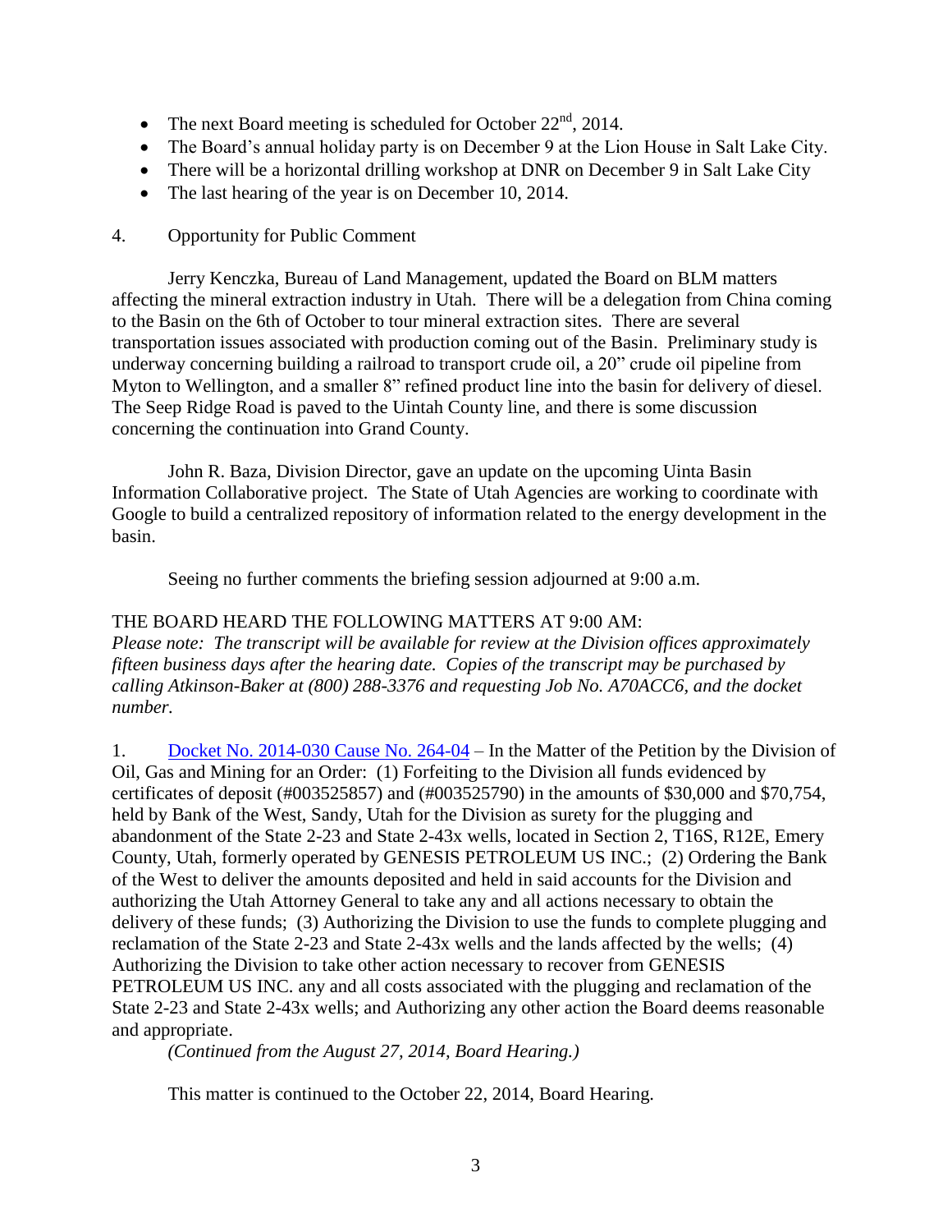- The next Board meeting is scheduled for October 22nd, 2014.
- The Board's annual holiday party is on December 9 at the Lion House in Salt Lake City.
- There will be a horizontal drilling workshop at DNR on December 9 in Salt Lake City
- The last hearing of the year is on December 10, 2014.

4. Opportunity for Public Comment

Jerry Kenczka, Bureau of Land Management, updated the Board on BLM matters affecting the mineral extraction industry in Utah. There will be a delegation from China coming to the Basin on the 6th of October to tour mineral extraction sites. There are several transportation issues associated with production coming out of the Basin. Preliminary study is underway concerning building a railroad to transport crude oil, a 20" crude oil pipeline from Myton to Wellington, and a smaller 8" refined product line into the basin for delivery of diesel. The Seep Ridge Road is paved to the Uintah County line, and there is some discussion concerning the continuation into Grand County.

John R. Baza, Division Director, gave an update on the upcoming Uinta Basin Information Collaborative project. The State of Utah Agencies are working to coordinate with Google to build a centralized repository of information related to the energy development in the basin.

Seeing no further comments the briefing session adjourned at 9:00 a.m.

THE BOARD HEARD THE FOLLOWING MATTERS AT 9:00 AM:

*Please note: The transcript will be available for review at the Division offices approximately fifteen business days after the hearing date. Copies of the transcript may be purchased by calling Atkinson-Baker at (800) 288-3376 and requesting Job No. A70ACC6, and the docket number.*

1. Docket No. 2014-030 Cause No. 264-04 – In the Matter of the Petition by the Division of Oil, Gas and Mining for an Order: (1) Forfeiting to the Division all funds evidenced by certificates of deposit (#003525857) and (#003525790) in the amounts of $30,000 and $70,754, held by Bank of the West, Sandy, Utah for the Division as surety for the plugging and abandonment of the State 2-23 and State 2-43x wells, located in Section 2, T16S, R12E, Emery County, Utah, formerly operated by GENESIS PETROLEUM US INC.; (2) Ordering the Bank of the West to deliver the amounts deposited and held in said accounts for the Division and authorizing the Utah Attorney General to take any and all actions necessary to obtain the delivery of these funds; (3) Authorizing the Division to use the funds to complete plugging and reclamation of the State 2-23 and State 2-43x wells and the lands affected by the wells; (4) Authorizing the Division to take other action necessary to recover from GENESIS PETROLEUM US INC. any and all costs associated with the plugging and reclamation of the State 2-23 and State 2-43x wells; and Authorizing any other action the Board deems reasonable and appropriate.

*(Continued from the August 27, 2014, Board Hearing.)*

This matter is continued to the October 22, 2014, Board Hearing.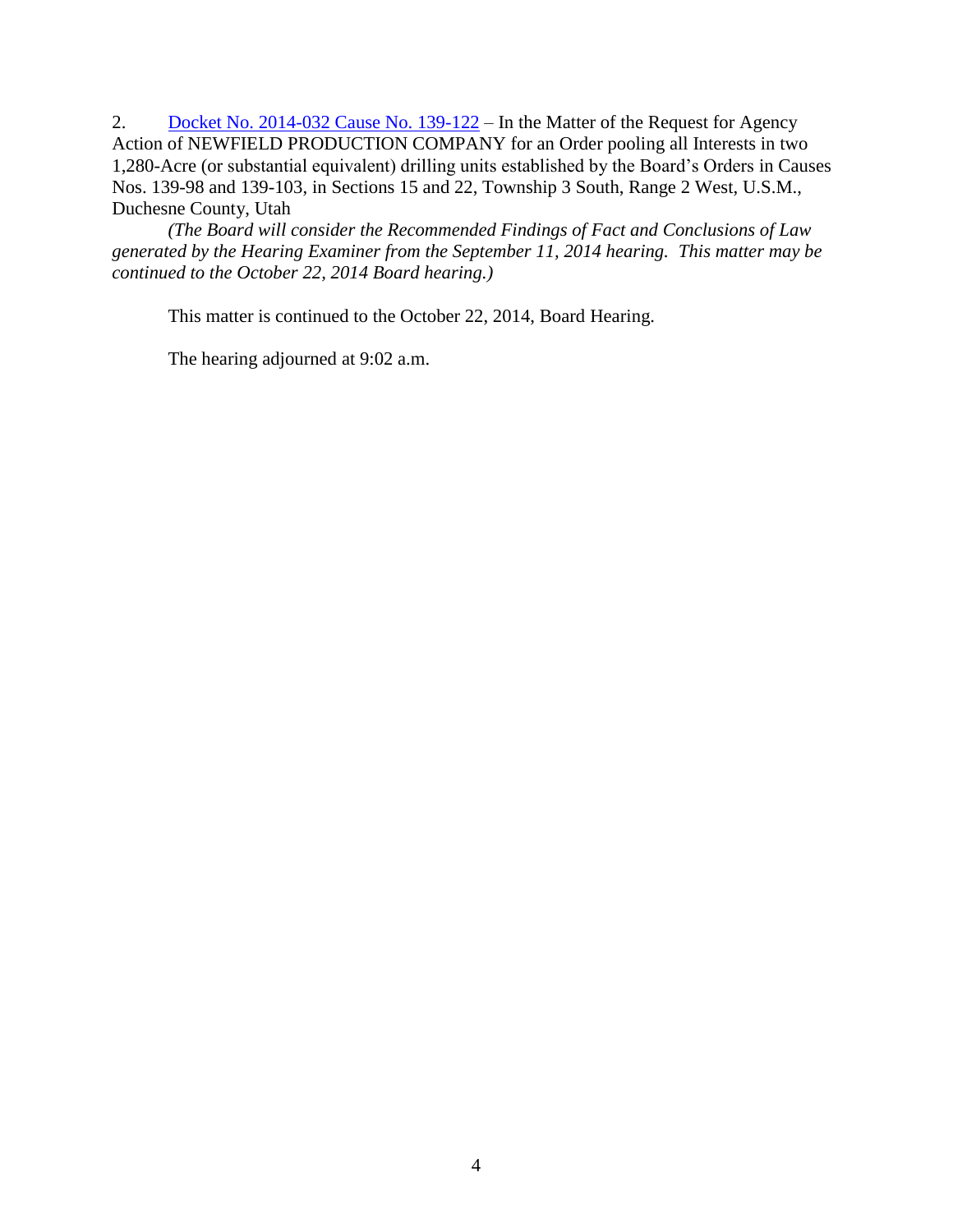2. [Docket No. 2014-032 Cause No. 139-122] – In the Matter of the Request for Agency Action of NEWFIELD PRODUCTION COMPANY for an Order pooling all Interests in two 1,280-Acre (or substantial equivalent) drilling units established by the Board's Orders in Causes Nos. 139-98 and 139-103, in Sections 15 and 22, Township 3 South, Range 2 West, U.S.M., Duchesne County, Utah

*(The Board will consider the Recommended Findings of Fact and Conclusions of Law generated by the Hearing Examiner from the September 11, 2014 hearing. This matter may be continued to the October 22, 2014 Board hearing.)*

This matter is continued to the October 22, 2014, Board Hearing.

The hearing adjourned at 9:02 a.m.